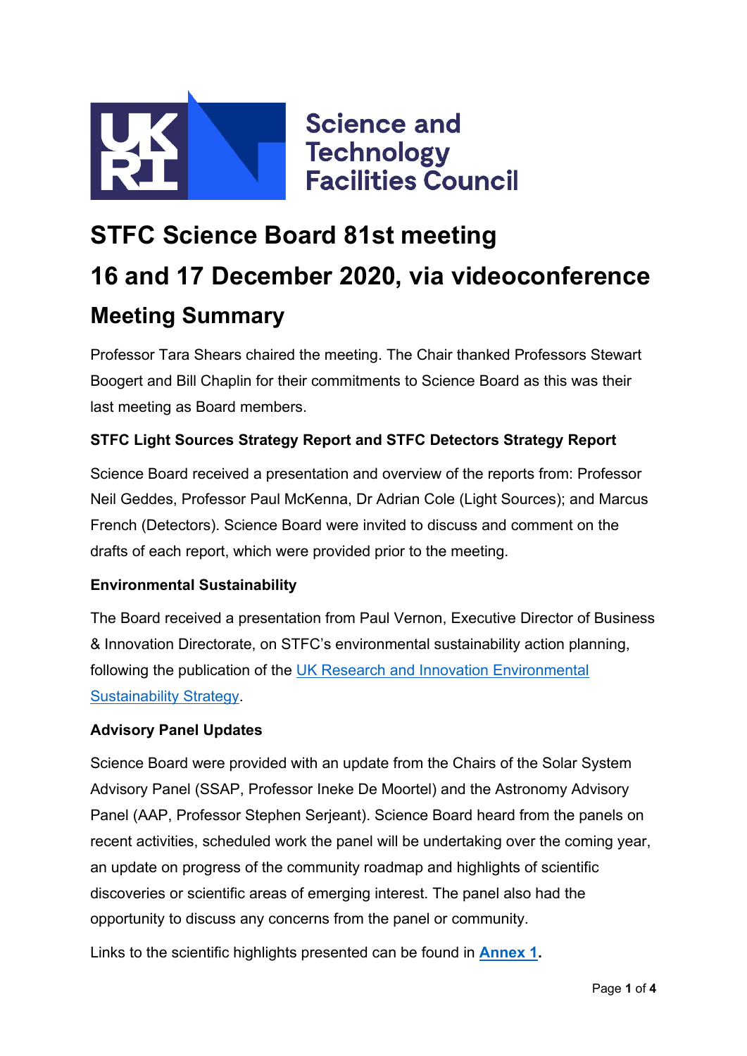Science and Technology Facilities Council

# STFC Science Board 81st meeting

# 16 and 17 December 2020, via videoconference

## Meeting Summary

Professor Tara Shears chaired the meeting. The Chair thanked Professors Stewart Boogert and Bill Chaplin for their commitments to Science Board as this was their last meeting as Board members.

**STFC Light Sources Strategy Report and STFC Detectors Strategy Report**

Science Board received a presentation and overview of the reports from: Professor Neil Geddes, Professor Paul McKenna, Dr Adrian Cole (Light Sources); and Marcus French (Detectors). Science Board were invited to discuss and comment on the drafts of each report, which were provided prior to the meeting.

**Environmental Sustainability**

The Board received a presentation from Paul Vernon, Executive Director of Business & Innovation Directorate, on STFC's environmental sustainability action planning, following the publication of the UK Research and Innovation Environmental Sustainability Strategy.

**Advisory Panel Updates**

Science Board were provided with an update from the Chairs of the Solar System Advisory Panel (SSAP, Professor Ineke De Moortel) and the Astronomy Advisory Panel (AAP, Professor Stephen Serjeant). Science Board heard from the panels on recent activities, scheduled work the panel will be undertaking over the coming year, an update on progress of the community roadmap and highlights of scientific discoveries or scientific areas of emerging interest. The panel also had the opportunity to discuss any concerns from the panel or community.

Links to the scientific highlights presented can be found in **Annex 1.**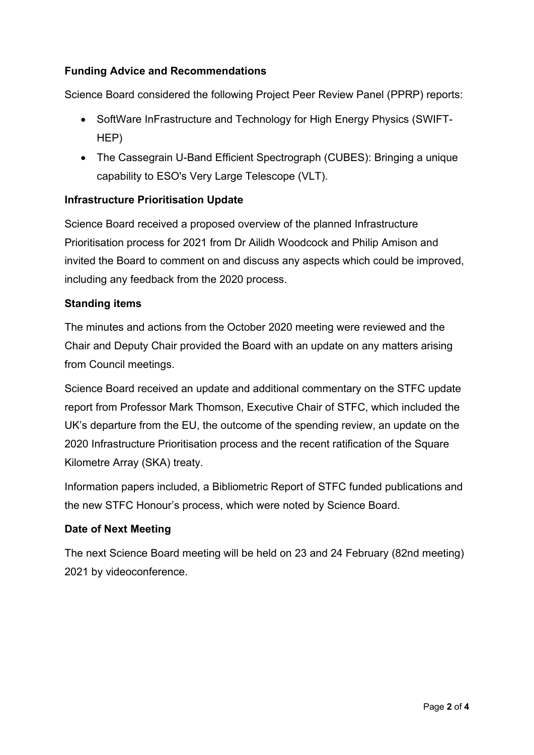### Funding Advice and Recommendations

Science Board considered the following Project Peer Review Panel (PPRP) reports:

- SoftWare InFrastructure and Technology for High Energy Physics (SWIFT-HEP)
- The Cassegrain U-Band Efficient Spectrograph (CUBES): Bringing a unique capability to ESO's Very Large Telescope (VLT).

### Infrastructure Prioritisation Update

Science Board received a proposed overview of the planned Infrastructure Prioritisation process for 2021 from Dr Ailidh Woodcock and Philip Amison and invited the Board to comment on and discuss any aspects which could be improved, including any feedback from the 2020 process.

### Standing items

The minutes and actions from the October 2020 meeting were reviewed and the Chair and Deputy Chair provided the Board with an update on any matters arising from Council meetings.

Science Board received an update and additional commentary on the STFC update report from Professor Mark Thomson, Executive Chair of STFC, which included the UK's departure from the EU, the outcome of the spending review, an update on the 2020 Infrastructure Prioritisation process and the recent ratification of the Square Kilometre Array (SKA) treaty.

Information papers included, a Bibliometric Report of STFC funded publications and the new STFC Honour's process, which were noted by Science Board.

### Date of Next Meeting

The next Science Board meeting will be held on 23 and 24 February (82nd meeting) 2021 by videoconference.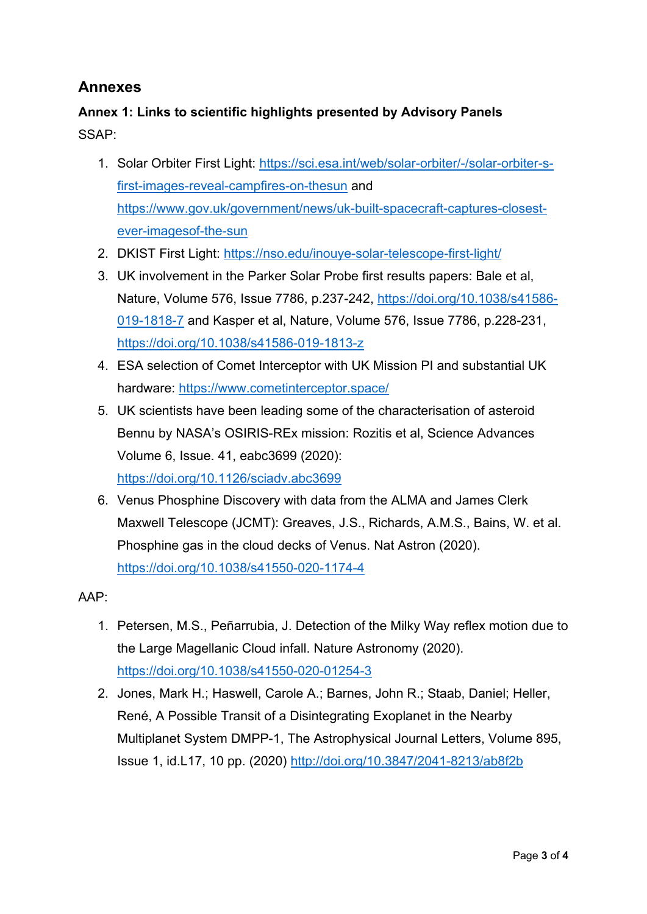## Annexes

### Annex 1: Links to scientific highlights presented by Advisory Panels

SSAP:

1. Solar Orbiter First Light: https://sci.esa.int/web/solar-orbiter/-/solar-orbiter-s-first-images-reveal-campfires-on-thesun and https://www.gov.uk/government/news/uk-built-spacecraft-captures-closest-ever-imagesof-the-sun
2. DKIST First Light: https://nso.edu/inouye-solar-telescope-first-light/
3. UK involvement in the Parker Solar Probe first results papers: Bale et al, Nature, Volume 576, Issue 7786, p.237-242, https://doi.org/10.1038/s41586-019-1818-7 and Kasper et al, Nature, Volume 576, Issue 7786, p.228-231, https://doi.org/10.1038/s41586-019-1813-z
4. ESA selection of Comet Interceptor with UK Mission PI and substantial UK hardware: https://www.cometinterceptor.space/
5. UK scientists have been leading some of the characterisation of asteroid Bennu by NASA's OSIRIS-REx mission: Rozitis et al, Science Advances Volume 6, Issue. 41, eabc3699 (2020): https://doi.org/10.1126/sciadv.abc3699
6. Venus Phosphine Discovery with data from the ALMA and James Clerk Maxwell Telescope (JCMT): Greaves, J.S., Richards, A.M.S., Bains, W. et al. Phosphine gas in the cloud decks of Venus. Nat Astron (2020). https://doi.org/10.1038/s41550-020-1174-4

AAP:

1. Petersen, M.S., Peñarrubia, J. Detection of the Milky Way reflex motion due to the Large Magellanic Cloud infall. Nature Astronomy (2020). https://doi.org/10.1038/s41550-020-01254-3
2. Jones, Mark H.; Haswell, Carole A.; Barnes, John R.; Staab, Daniel; Heller, René, A Possible Transit of a Disintegrating Exoplanet in the Nearby Multiplanet System DMPP-1, The Astrophysical Journal Letters, Volume 895, Issue 1, id.L17, 10 pp. (2020) http://doi.org/10.3847/2041-8213/ab8f2b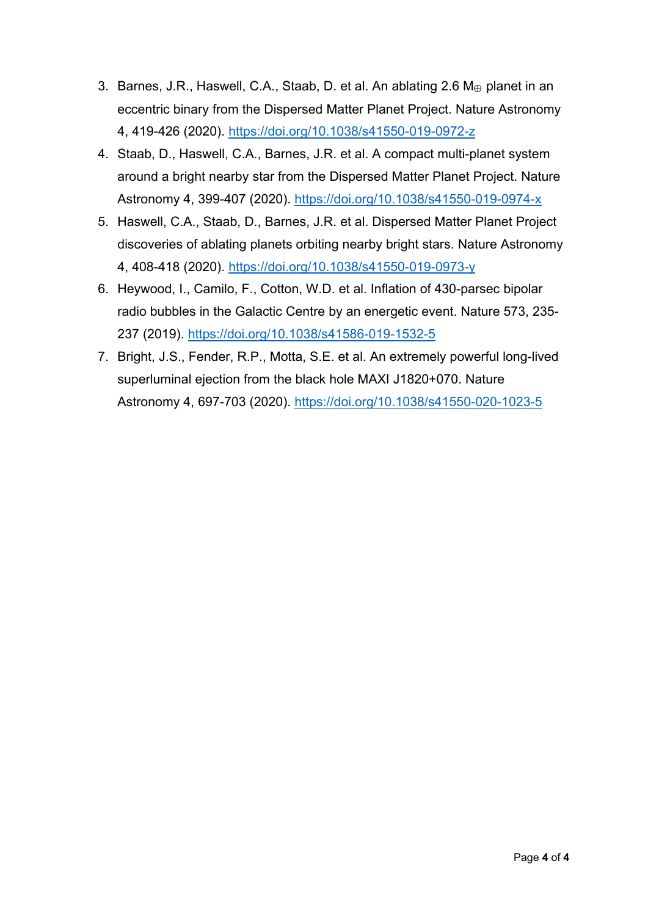3. Barnes, J.R., Haswell, C.A., Staab, D. et al. An ablating 2.6 $M_{\oplus}$ planet in an eccentric binary from the Dispersed Matter Planet Project. Nature Astronomy 4, 419-426 (2020). https://doi.org/10.1038/s41550-019-0972-z
4. Staab, D., Haswell, C.A., Barnes, J.R. et al. A compact multi-planet system around a bright nearby star from the Dispersed Matter Planet Project. Nature Astronomy 4, 399-407 (2020). https://doi.org/10.1038/s41550-019-0974-x
5. Haswell, C.A., Staab, D., Barnes, J.R. et al. Dispersed Matter Planet Project discoveries of ablating planets orbiting nearby bright stars. Nature Astronomy 4, 408-418 (2020). https://doi.org/10.1038/s41550-019-0973-y
6. Heywood, I., Camilo, F., Cotton, W.D. et al. Inflation of 430-parsec bipolar radio bubbles in the Galactic Centre by an energetic event. Nature 573, 235-237 (2019). https://doi.org/10.1038/s41586-019-1532-5
7. Bright, J.S., Fender, R.P., Motta, S.E. et al. An extremely powerful long-lived superluminal ejection from the black hole MAXI J1820+070. Nature Astronomy 4, 697-703 (2020). https://doi.org/10.1038/s41550-020-1023-5